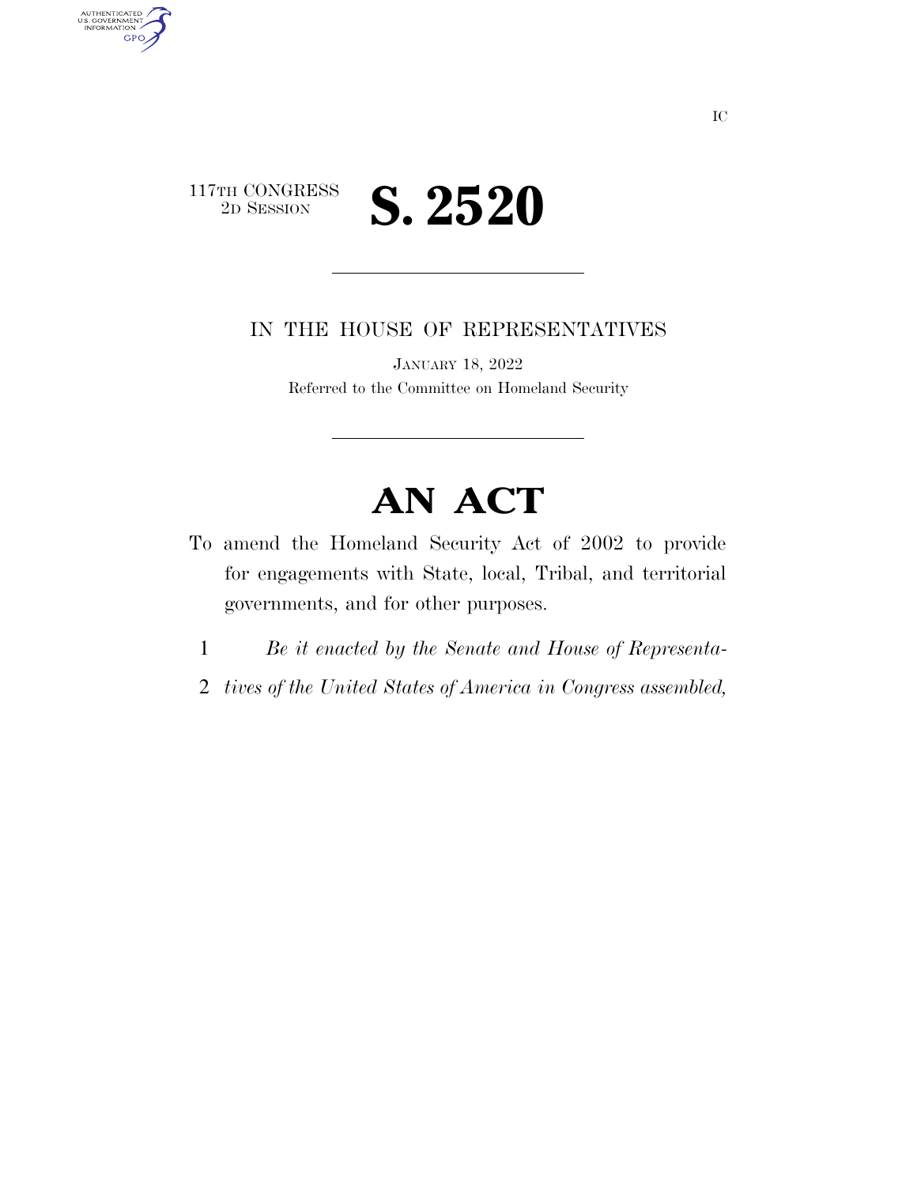IC

117TH CONGRESS
2D SESSION

# S. 2520

IN THE HOUSE OF REPRESENTATIVES

JANUARY 18, 2022

Referred to the Committee on Homeland Security

# AN ACT

To amend the Homeland Security Act of 2002 to provide for engagements with State, local, Tribal, and territorial governments, and for other purposes.

1 *Be it enacted by the Senate and House of Representa-*
2 *tives of the United States of America in Congress assembled,*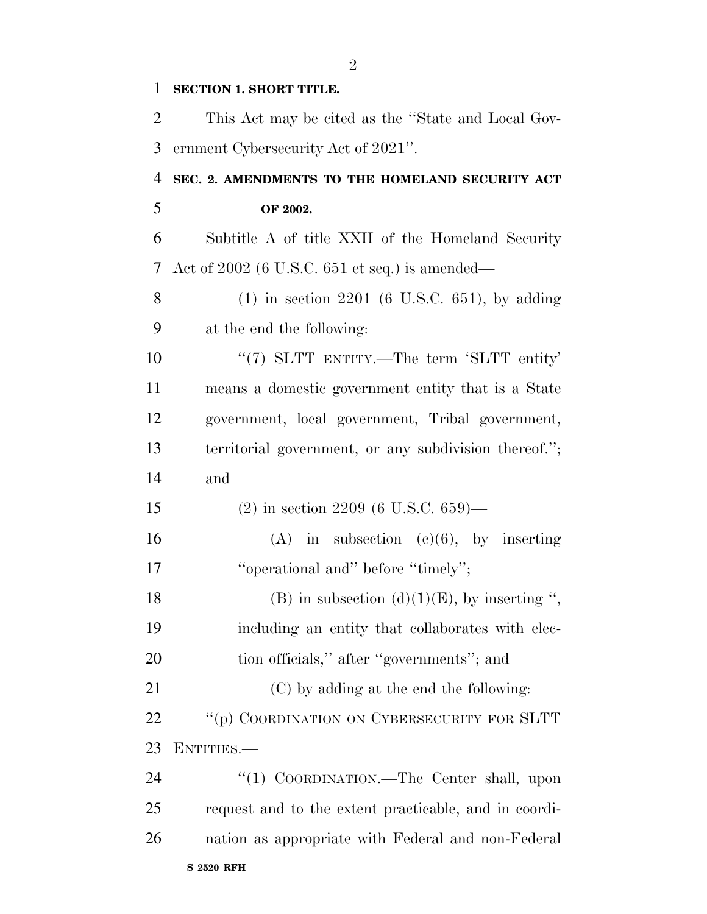**SECTION 1. SHORT TITLE.**

This Act may be cited as the ''State and Local Government Cybersecurity Act of 2021''.

**SEC. 2. AMENDMENTS TO THE HOMELAND SECURITY ACT OF 2002.**

Subtitle A of title XXII of the Homeland Security Act of 2002 (6 U.S.C. 651 et seq.) is amended—

(1) in section 2201 (6 U.S.C. 651), by adding at the end the following:

''(7) SLTT ENTITY.—The term 'SLTT entity' means a domestic government entity that is a State government, local government, Tribal government, territorial government, or any subdivision thereof.''; and

(2) in section 2209 (6 U.S.C. 659)—

(A) in subsection (c)(6), by inserting ''operational and'' before ''timely'';

(B) in subsection (d)(1)(E), by inserting '', including an entity that collaborates with election officials,'' after ''governments''; and

(C) by adding at the end the following:

''(p) COORDINATION ON CYBERSECURITY FOR SLTT ENTITIES.—

''(1) COORDINATION.—The Center shall, upon request and to the extent practicable, and in coordination as appropriate with Federal and non-Federal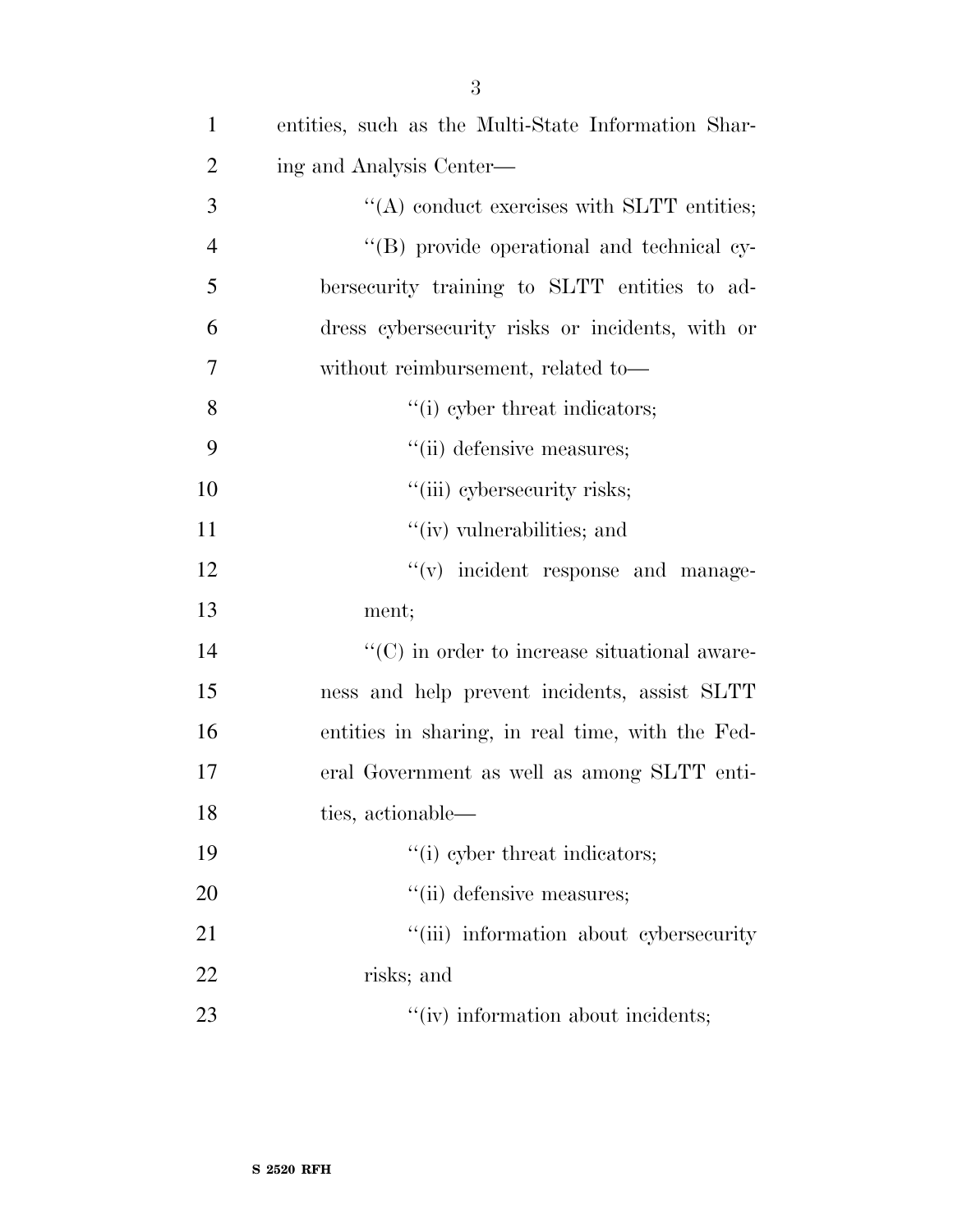entities, such as the Multi-State Information Sharing and Analysis Center—

"(A) conduct exercises with SLTT entities;

"(B) provide operational and technical cybersecurity training to SLTT entities to address cybersecurity risks or incidents, with or without reimbursement, related to—

"(i) cyber threat indicators;

"(ii) defensive measures;

"(iii) cybersecurity risks;

"(iv) vulnerabilities; and

"(v) incident response and management;

"(C) in order to increase situational awareness and help prevent incidents, assist SLTT entities in sharing, in real time, with the Federal Government as well as among SLTT entities, actionable—

"(i) cyber threat indicators;

"(ii) defensive measures;

"(iii) information about cybersecurity risks; and

"(iv) information about incidents;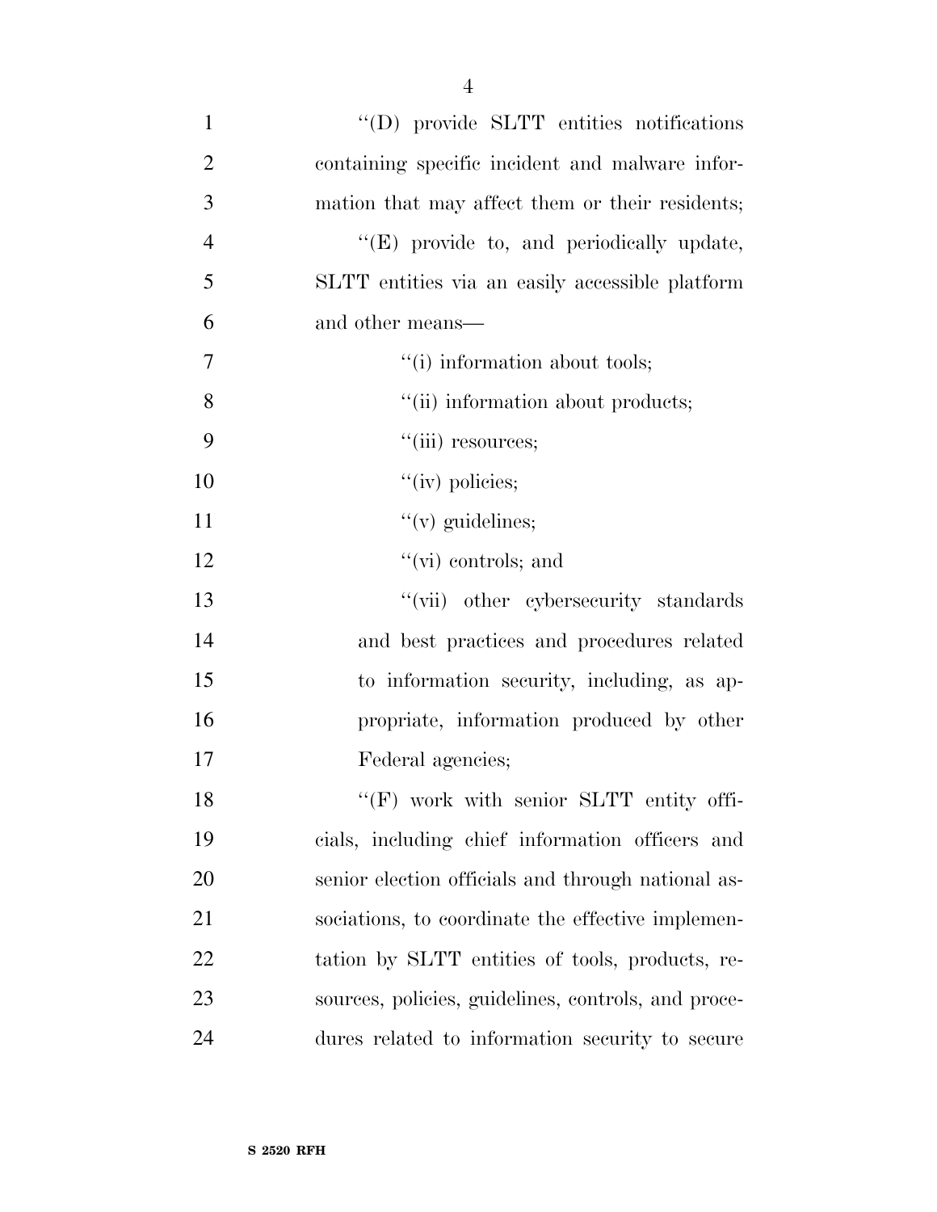''(D) provide SLTT entities notifications containing specific incident and malware information that may affect them or their residents;

''(E) provide to, and periodically update, SLTT entities via an easily accessible platform and other means—

''(i) information about tools;

''(ii) information about products;

''(iii) resources;

''(iv) policies;

''(v) guidelines;

''(vi) controls; and

''(vii) other cybersecurity standards and best practices and procedures related to information security, including, as appropriate, information produced by other Federal agencies;

''(F) work with senior SLTT entity officials, including chief information officers and senior election officials and through national associations, to coordinate the effective implementation by SLTT entities of tools, products, resources, policies, guidelines, controls, and procedures related to information security to secure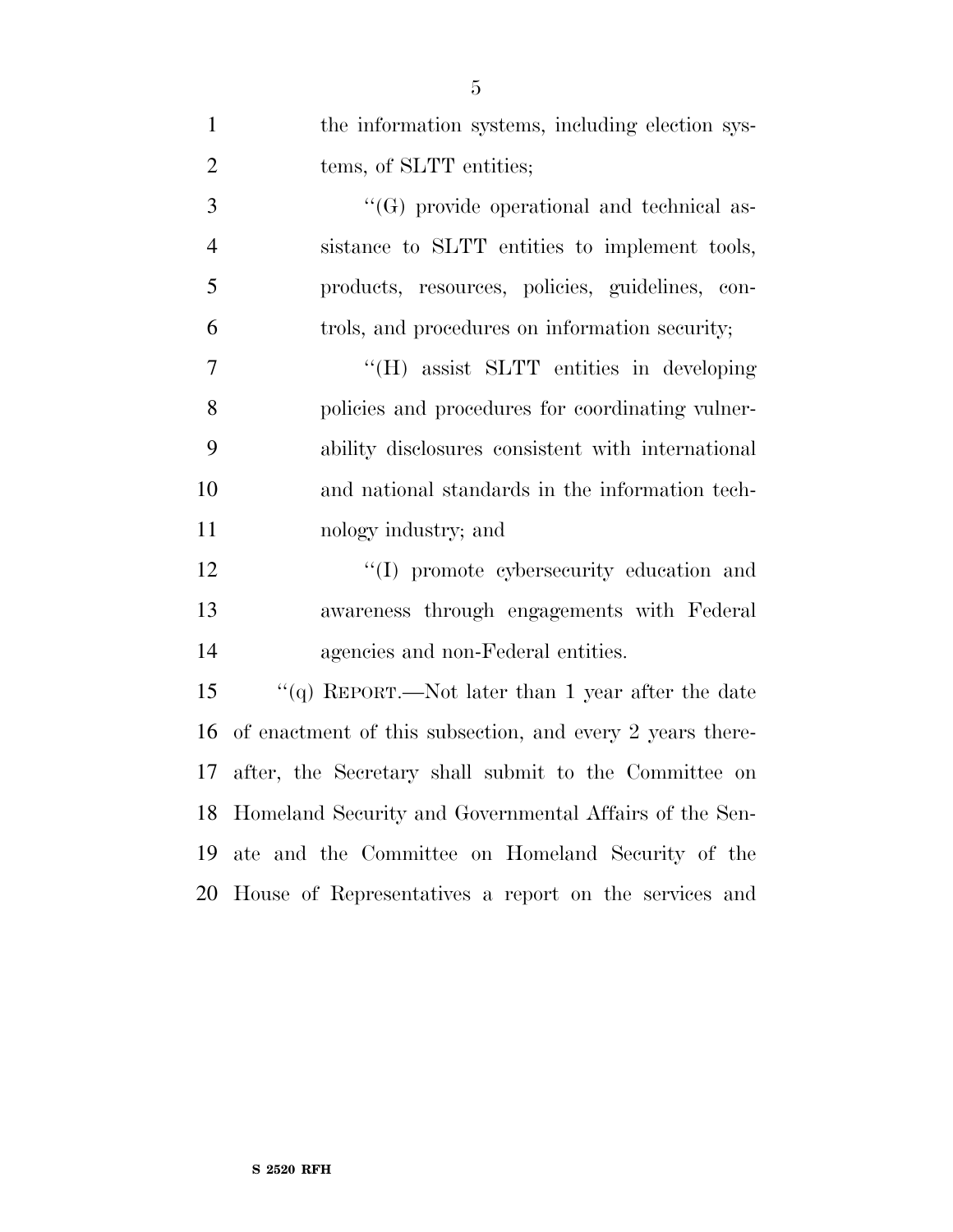the information systems, including election systems, of SLTT entities;

''(G) provide operational and technical assistance to SLTT entities to implement tools, products, resources, policies, guidelines, controls, and procedures on information security;

''(H) assist SLTT entities in developing policies and procedures for coordinating vulnerability disclosures consistent with international and national standards in the information technology industry; and

''(I) promote cybersecurity education and awareness through engagements with Federal agencies and non-Federal entities.

''(q) REPORT.—Not later than 1 year after the date of enactment of this subsection, and every 2 years thereafter, the Secretary shall submit to the Committee on Homeland Security and Governmental Affairs of the Senate and the Committee on Homeland Security of the House of Representatives a report on the services and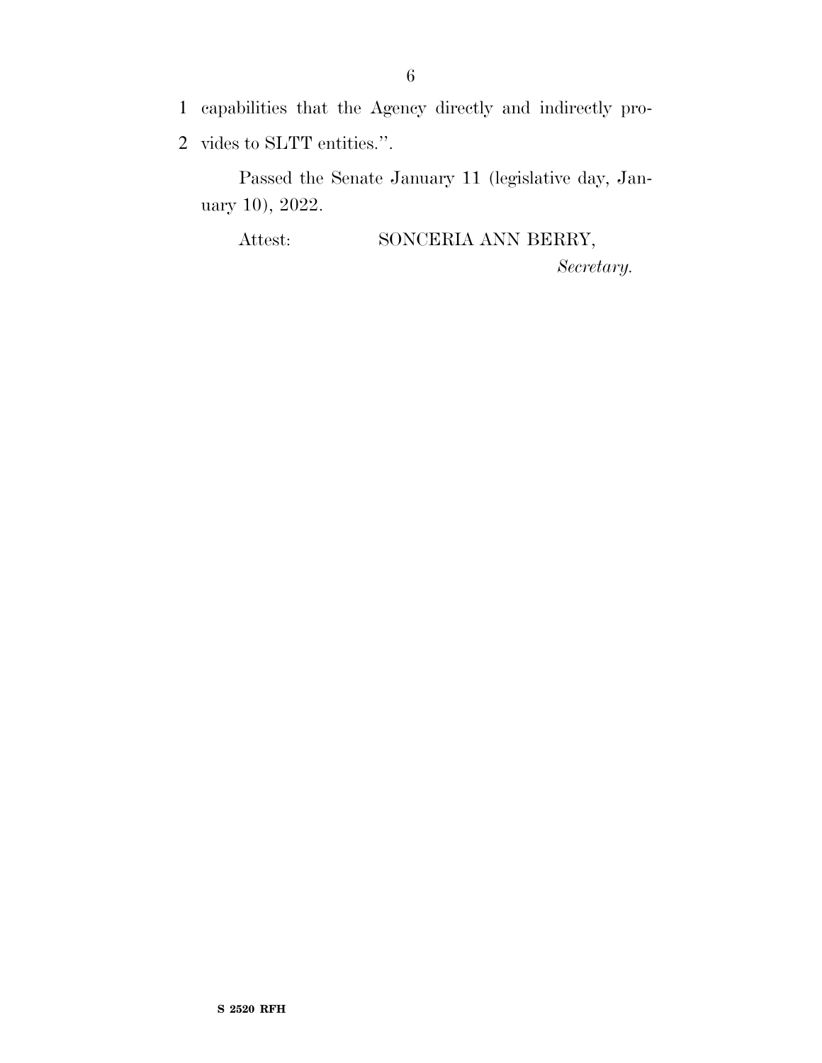capabilities that the Agency directly and indirectly provides to SLTT entities.''.

Passed the Senate January 11 (legislative day, January 10), 2022.

Attest: SONCERIA ANN BERRY,

*Secretary.*